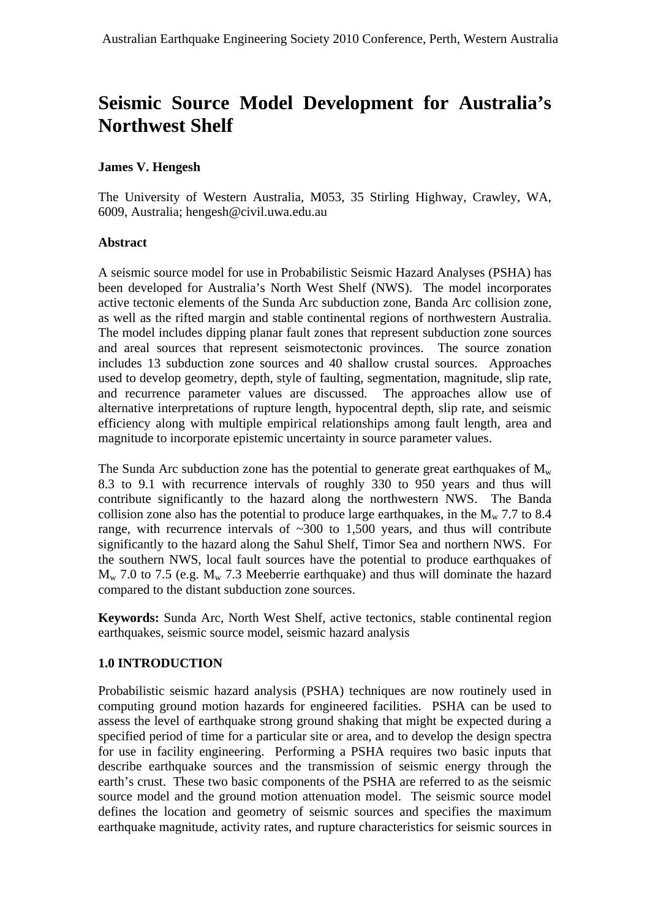# Seismic Source Model Development for Australia's Northwest Shelf

**James V. Hengesh**

The University of Western Australia, M053, 35 Stirling Highway, Crawley, WA, 6009, Australia; hengesh@civil.uwa.edu.au

**Abstract**

A seismic source model for use in Probabilistic Seismic Hazard Analyses (PSHA) has been developed for Australia's North West Shelf (NWS). The model incorporates active tectonic elements of the Sunda Arc subduction zone, Banda Arc collision zone, as well as the rifted margin and stable continental regions of northwestern Australia. The model includes dipping planar fault zones that represent subduction zone sources and areal sources that represent seismotectonic provinces. The source zonation includes 13 subduction zone sources and 40 shallow crustal sources. Approaches used to develop geometry, depth, style of faulting, segmentation, magnitude, slip rate, and recurrence parameter values are discussed. The approaches allow use of alternative interpretations of rupture length, hypocentral depth, slip rate, and seismic efficiency along with multiple empirical relationships among fault length, area and magnitude to incorporate epistemic uncertainty in source parameter values.

The Sunda Arc subduction zone has the potential to generate great earthquakes of $M_w$ 8.3 to 9.1 with recurrence intervals of roughly 330 to 950 years and thus will contribute significantly to the hazard along the northwestern NWS. The Banda collision zone also has the potential to produce large earthquakes, in the $M_w$ 7.7 to 8.4 range, with recurrence intervals of ~300 to 1,500 years, and thus will contribute significantly to the hazard along the Sahul Shelf, Timor Sea and northern NWS. For the southern NWS, local fault sources have the potential to produce earthquakes of $M_w$ 7.0 to 7.5 (e.g. $M_w$ 7.3 Meeberrie earthquake) and thus will dominate the hazard compared to the distant subduction zone sources.

**Keywords:** Sunda Arc, North West Shelf, active tectonics, stable continental region earthquakes, seismic source model, seismic hazard analysis

## 1.0 INTRODUCTION

Probabilistic seismic hazard analysis (PSHA) techniques are now routinely used in computing ground motion hazards for engineered facilities. PSHA can be used to assess the level of earthquake strong ground shaking that might be expected during a specified period of time for a particular site or area, and to develop the design spectra for use in facility engineering. Performing a PSHA requires two basic inputs that describe earthquake sources and the transmission of seismic energy through the earth's crust. These two basic components of the PSHA are referred to as the seismic source model and the ground motion attenuation model. The seismic source model defines the location and geometry of seismic sources and specifies the maximum earthquake magnitude, activity rates, and rupture characteristics for seismic sources in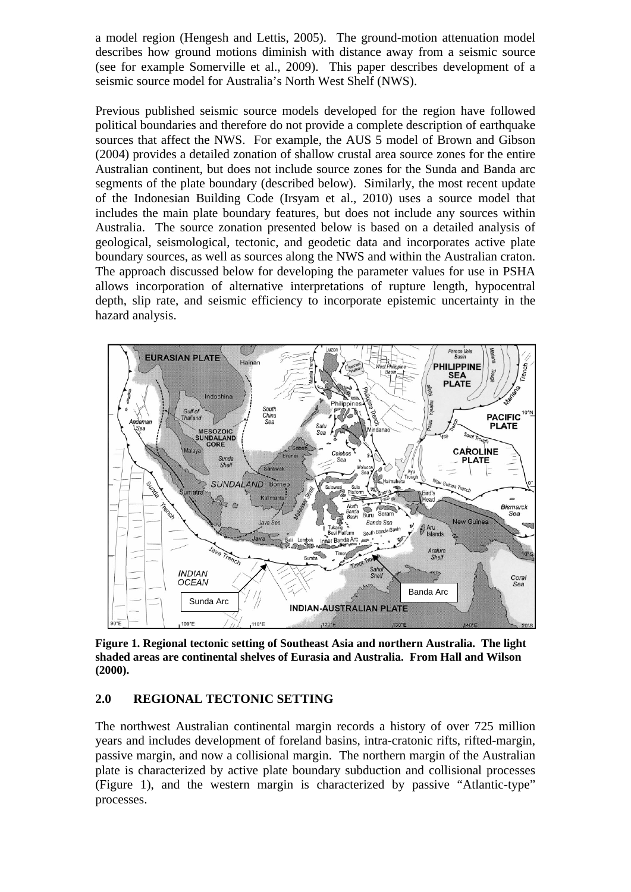a model region (Hengesh and Lettis, 2005). The ground-motion attenuation model describes how ground motions diminish with distance away from a seismic source (see for example Somerville et al., 2009). This paper describes development of a seismic source model for Australia's North West Shelf (NWS).

Previous published seismic source models developed for the region have followed political boundaries and therefore do not provide a complete description of earthquake sources that affect the NWS. For example, the AUS 5 model of Brown and Gibson (2004) provides a detailed zonation of shallow crustal area source zones for the entire Australian continent, but does not include source zones for the Sunda and Banda arc segments of the plate boundary (described below). Similarly, the most recent update of the Indonesian Building Code (Irsyam et al., 2010) uses a source model that includes the main plate boundary features, but does not include any sources within Australia. The source zonation presented below is based on a detailed analysis of geological, seismological, tectonic, and geodetic data and incorporates active plate boundary sources, as well as sources along the NWS and within the Australian craton. The approach discussed below for developing the parameter values for use in PSHA allows incorporation of alternative interpretations of rupture length, hypocentral depth, slip rate, and seismic efficiency to incorporate epistemic uncertainty in the hazard analysis.

**Figure 1. Regional tectonic setting of Southeast Asia and northern Australia. The light shaded areas are continental shelves of Eurasia and Australia. From Hall and Wilson (2000).**

## 2.0 REGIONAL TECTONIC SETTING

The northwest Australian continental margin records a history of over 725 million years and includes development of foreland basins, intra-cratonic rifts, rifted-margin, passive margin, and now a collisional margin. The northern margin of the Australian plate is characterized by active plate boundary subduction and collisional processes (Figure 1), and the western margin is characterized by passive "Atlantic-type" processes.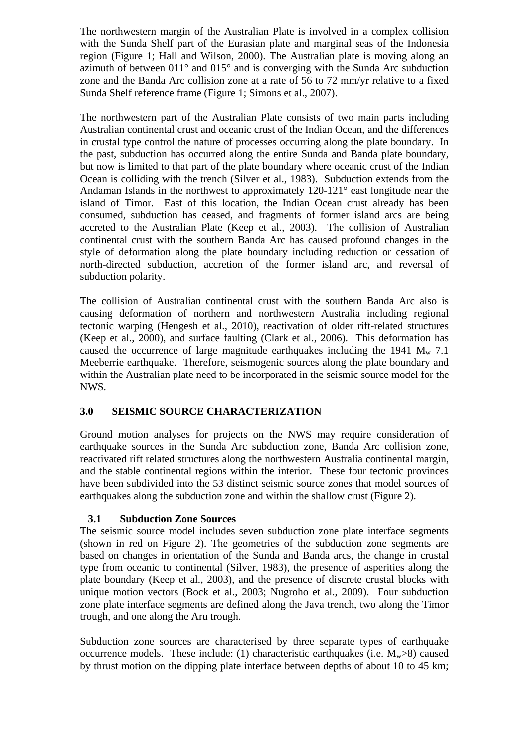The northwestern margin of the Australian Plate is involved in a complex collision with the Sunda Shelf part of the Eurasian plate and marginal seas of the Indonesia region (Figure 1; Hall and Wilson, 2000). The Australian plate is moving along an azimuth of between 011° and 015° and is converging with the Sunda Arc subduction zone and the Banda Arc collision zone at a rate of 56 to 72 mm/yr relative to a fixed Sunda Shelf reference frame (Figure 1; Simons et al., 2007).

The northwestern part of the Australian Plate consists of two main parts including Australian continental crust and oceanic crust of the Indian Ocean, and the differences in crustal type control the nature of processes occurring along the plate boundary. In the past, subduction has occurred along the entire Sunda and Banda plate boundary, but now is limited to that part of the plate boundary where oceanic crust of the Indian Ocean is colliding with the trench (Silver et al., 1983). Subduction extends from the Andaman Islands in the northwest to approximately 120-121° east longitude near the island of Timor. East of this location, the Indian Ocean crust already has been consumed, subduction has ceased, and fragments of former island arcs are being accreted to the Australian Plate (Keep et al., 2003). The collision of Australian continental crust with the southern Banda Arc has caused profound changes in the style of deformation along the plate boundary including reduction or cessation of north-directed subduction, accretion of the former island arc, and reversal of subduction polarity.

The collision of Australian continental crust with the southern Banda Arc also is causing deformation of northern and northwestern Australia including regional tectonic warping (Hengesh et al., 2010), reactivation of older rift-related structures (Keep et al., 2000), and surface faulting (Clark et al., 2006). This deformation has caused the occurrence of large magnitude earthquakes including the 1941 $M_w$ 7.1 Meeberrie earthquake. Therefore, seismogenic sources along the plate boundary and within the Australian plate need to be incorporated in the seismic source model for the NWS.

## 3.0 SEISMIC SOURCE CHARACTERIZATION

Ground motion analyses for projects on the NWS may require consideration of earthquake sources in the Sunda Arc subduction zone, Banda Arc collision zone, reactivated rift related structures along the northwestern Australia continental margin, and the stable continental regions within the interior. These four tectonic provinces have been subdivided into the 53 distinct seismic source zones that model sources of earthquakes along the subduction zone and within the shallow crust (Figure 2).

### 3.1 Subduction Zone Sources

The seismic source model includes seven subduction zone plate interface segments (shown in red on Figure 2). The geometries of the subduction zone segments are based on changes in orientation of the Sunda and Banda arcs, the change in crustal type from oceanic to continental (Silver, 1983), the presence of asperities along the plate boundary (Keep et al., 2003), and the presence of discrete crustal blocks with unique motion vectors (Bock et al., 2003; Nugroho et al., 2009). Four subduction zone plate interface segments are defined along the Java trench, two along the Timor trough, and one along the Aru trough.

Subduction zone sources are characterised by three separate types of earthquake occurrence models. These include: (1) characteristic earthquakes (i.e. $M_w$>8) caused by thrust motion on the dipping plate interface between depths of about 10 to 45 km;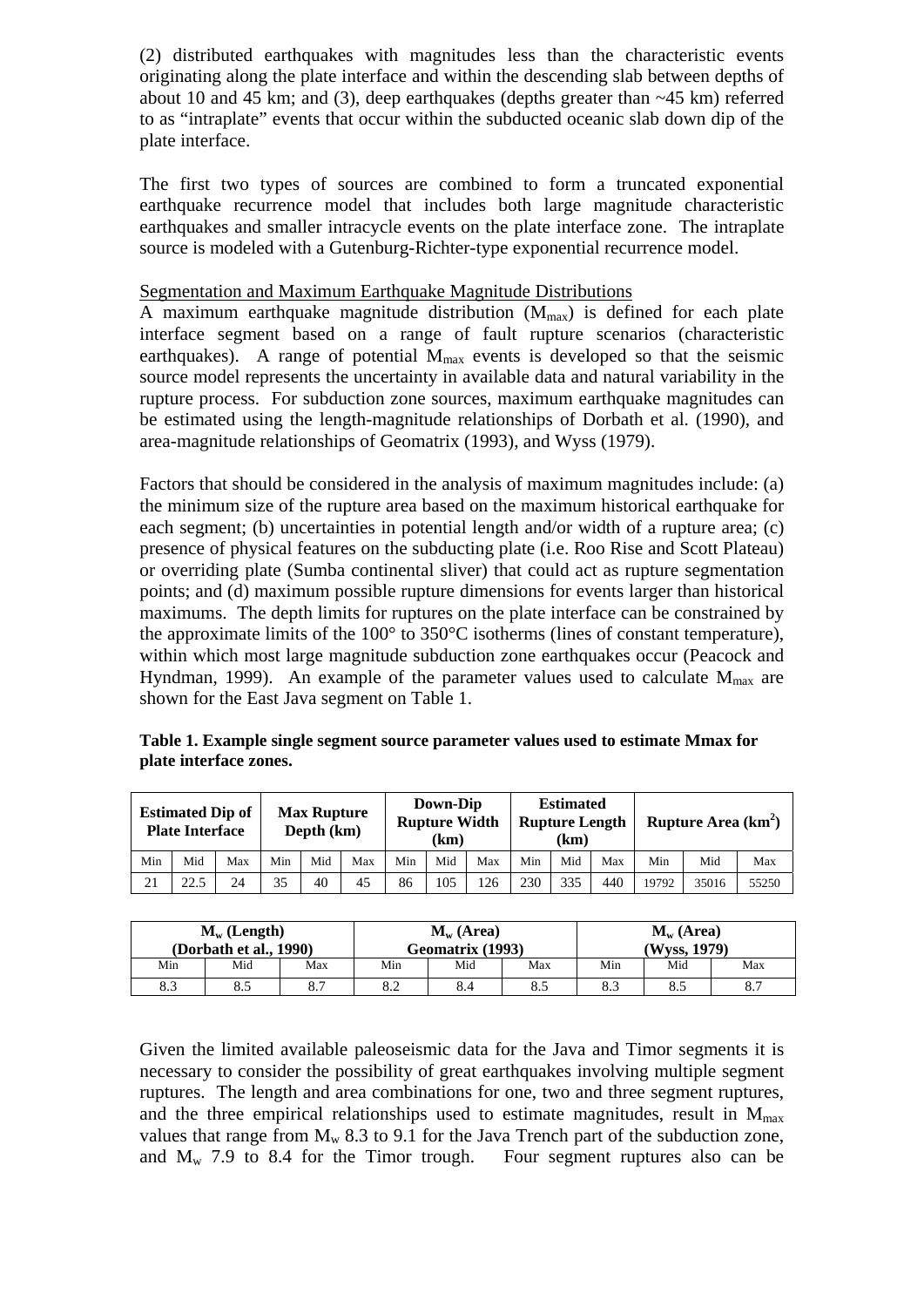(2) distributed earthquakes with magnitudes less than the characteristic events originating along the plate interface and within the descending slab between depths of about 10 and 45 km; and (3), deep earthquakes (depths greater than ~45 km) referred to as "intraplate" events that occur within the subducted oceanic slab down dip of the plate interface.

The first two types of sources are combined to form a truncated exponential earthquake recurrence model that includes both large magnitude characteristic earthquakes and smaller intracycle events on the plate interface zone. The intraplate source is modeled with a Gutenburg-Richter-type exponential recurrence model.

Segmentation and Maximum Earthquake Magnitude Distributions

A maximum earthquake magnitude distribution ($M_{max}$) is defined for each plate interface segment based on a range of fault rupture scenarios (characteristic earthquakes). A range of potential $M_{max}$ events is developed so that the seismic source model represents the uncertainty in available data and natural variability in the rupture process. For subduction zone sources, maximum earthquake magnitudes can be estimated using the length-magnitude relationships of Dorbath et al. (1990), and area-magnitude relationships of Geomatrix (1993), and Wyss (1979).

Factors that should be considered in the analysis of maximum magnitudes include: (a) the minimum size of the rupture area based on the maximum historical earthquake for each segment; (b) uncertainties in potential length and/or width of a rupture area; (c) presence of physical features on the subducting plate (i.e. Roo Rise and Scott Plateau) or overriding plate (Sumba continental sliver) that could act as rupture segmentation points; and (d) maximum possible rupture dimensions for events larger than historical maximums. The depth limits for ruptures on the plate interface can be constrained by the approximate limits of the 100° to 350°C isotherms (lines of constant temperature), within which most large magnitude subduction zone earthquakes occur (Peacock and Hyndman, 1999). An example of the parameter values used to calculate $M_{max}$ are shown for the East Java segment on Table 1.

**Table 1. Example single segment source parameter values used to estimate Mmax for plate interface zones.**

| Estimated Dip of Plate Interface | | | Max Rupture Depth (km) | | | Down-Dip Rupture Width (km) | | | Estimated Rupture Length (km) | | | Rupture Area (km$^2$) | | |
|---|---|---|---|---|---|---|---|---|---|---|---|---|---|---|
| Min | Mid | Max | Min | Mid | Max | Min | Mid | Max | Min | Mid | Max | Min | Mid | Max |
| 21 | 22.5 | 24 | 35 | 40 | 45 | 86 | 105 | 126 | 230 | 335 | 440 | 19792 | 35016 | 55250 |

| $M_w$ (Length) (Dorbath et al., 1990) | | | $M_w$ (Area) Geomatrix (1993) | | | $M_w$ (Area) (Wyss, 1979) | | |
|---|---|---|---|---|---|---|---|---|
| Min | Mid | Max | Min | Mid | Max | Min | Mid | Max |
| 8.3 | 8.5 | 8.7 | 8.2 | 8.4 | 8.5 | 8.3 | 8.5 | 8.7 |

Given the limited available paleoseismic data for the Java and Timor segments it is necessary to consider the possibility of great earthquakes involving multiple segment ruptures. The length and area combinations for one, two and three segment ruptures, and the three empirical relationships used to estimate magnitudes, result in $M_{max}$ values that range from $M_w$ 8.3 to 9.1 for the Java Trench part of the subduction zone, and $M_w$ 7.9 to 8.4 for the Timor trough. Four segment ruptures also can be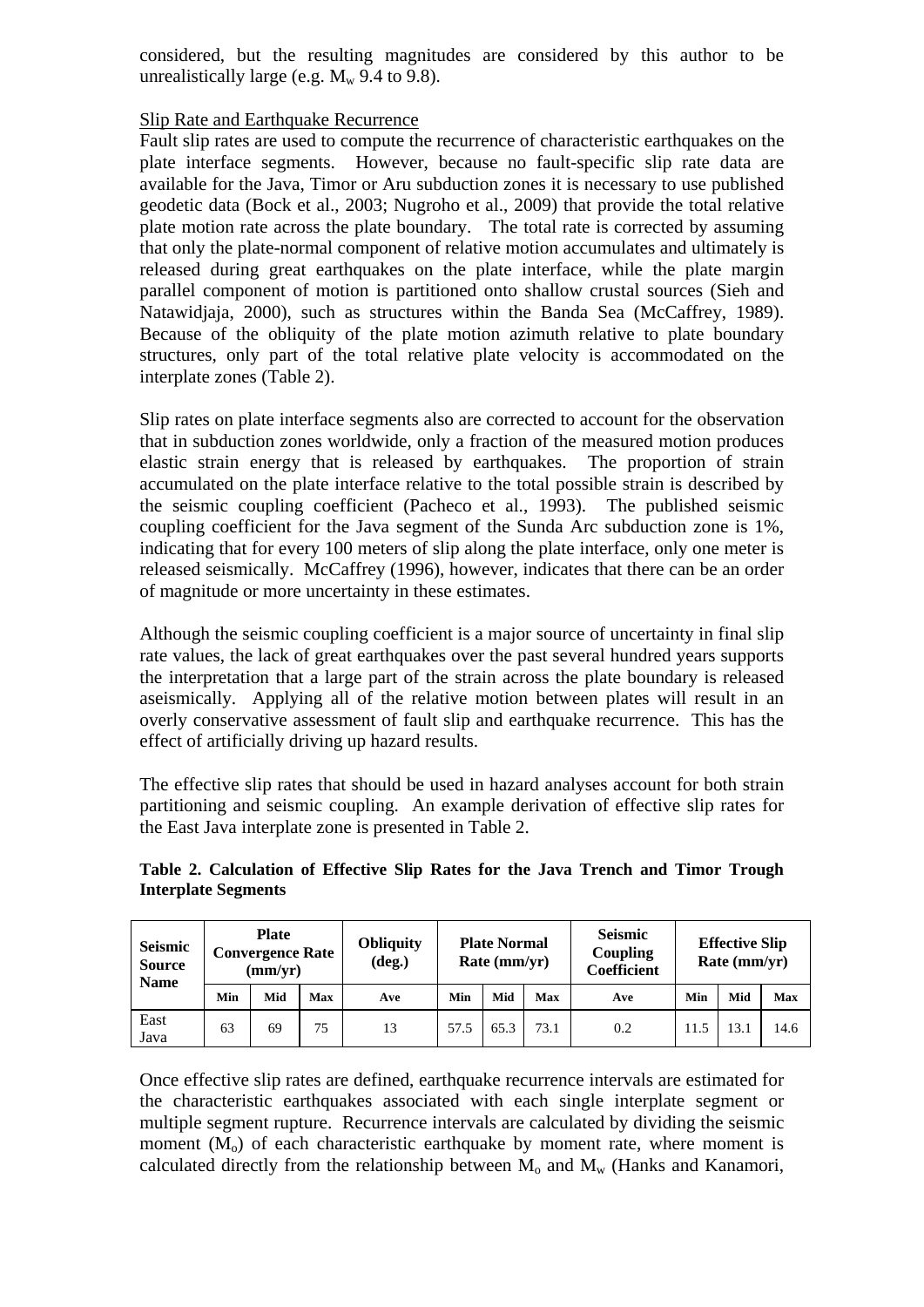considered, but the resulting magnitudes are considered by this author to be unrealistically large (e.g. $M_w$ 9.4 to 9.8).

Slip Rate and Earthquake Recurrence

Fault slip rates are used to compute the recurrence of characteristic earthquakes on the plate interface segments. However, because no fault-specific slip rate data are available for the Java, Timor or Aru subduction zones it is necessary to use published geodetic data (Bock et al., 2003; Nugroho et al., 2009) that provide the total relative plate motion rate across the plate boundary. The total rate is corrected by assuming that only the plate-normal component of relative motion accumulates and ultimately is released during great earthquakes on the plate interface, while the plate margin parallel component of motion is partitioned onto shallow crustal sources (Sieh and Natawidjaja, 2000), such as structures within the Banda Sea (McCaffrey, 1989). Because of the obliquity of the plate motion azimuth relative to plate boundary structures, only part of the total relative plate velocity is accommodated on the interplate zones (Table 2).

Slip rates on plate interface segments also are corrected to account for the observation that in subduction zones worldwide, only a fraction of the measured motion produces elastic strain energy that is released by earthquakes. The proportion of strain accumulated on the plate interface relative to the total possible strain is described by the seismic coupling coefficient (Pacheco et al., 1993). The published seismic coupling coefficient for the Java segment of the Sunda Arc subduction zone is 1%, indicating that for every 100 meters of slip along the plate interface, only one meter is released seismically. McCaffrey (1996), however, indicates that there can be an order of magnitude or more uncertainty in these estimates.

Although the seismic coupling coefficient is a major source of uncertainty in final slip rate values, the lack of great earthquakes over the past several hundred years supports the interpretation that a large part of the strain across the plate boundary is released aseismically. Applying all of the relative motion between plates will result in an overly conservative assessment of fault slip and earthquake recurrence. This has the effect of artificially driving up hazard results.

The effective slip rates that should be used in hazard analyses account for both strain partitioning and seismic coupling. An example derivation of effective slip rates for the East Java interplate zone is presented in Table 2.

**Table 2. Calculation of Effective Slip Rates for the Java Trench and Timor Trough Interplate Segments**

| Seismic Source Name | Plate Convergence Rate (mm/yr) | | | Obliquity (deg.) | Plate Normal Rate (mm/yr) | | | Seismic Coupling Coefficient | Effective Slip Rate (mm/yr) | | |
|---|---|---|---|---|---|---|---|---|---|---|---|
| | Min | Mid | Max | Ave | Min | Mid | Max | Ave | Min | Mid | Max |
| East Java | 63 | 69 | 75 | 13 | 57.5 | 65.3 | 73.1 | 0.2 | 11.5 | 13.1 | 14.6 |

Once effective slip rates are defined, earthquake recurrence intervals are estimated for the characteristic earthquakes associated with each single interplate segment or multiple segment rupture. Recurrence intervals are calculated by dividing the seismic moment ($M_o$) of each characteristic earthquake by moment rate, where moment is calculated directly from the relationship between $M_o$ and $M_w$ (Hanks and Kanamori,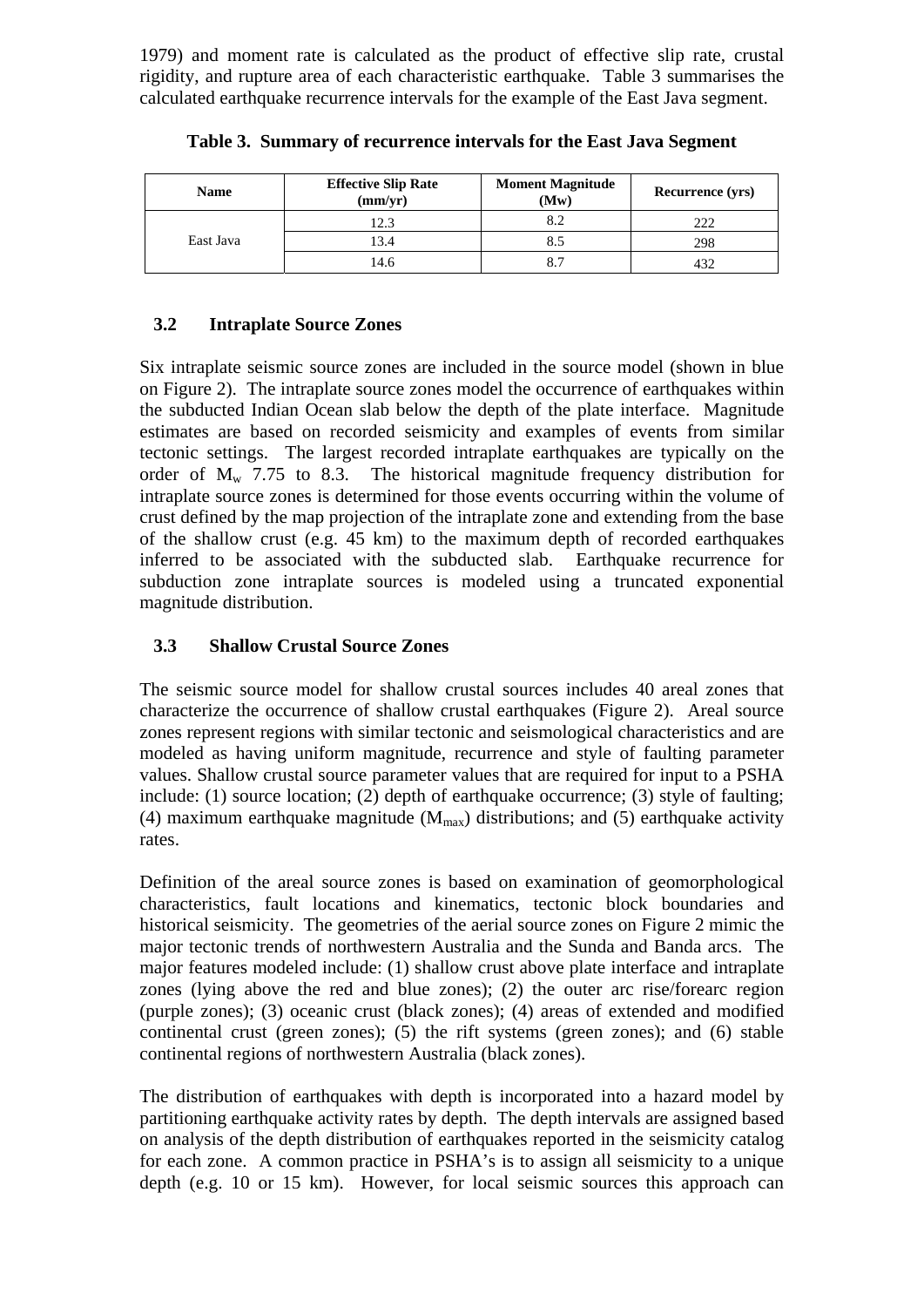1979) and moment rate is calculated as the product of effective slip rate, crustal rigidity, and rupture area of each characteristic earthquake. Table 3 summarises the calculated earthquake recurrence intervals for the example of the East Java segment.

**Table 3. Summary of recurrence intervals for the East Java Segment**

| Name | Effective Slip Rate (mm/yr) | Moment Magnitude (Mw) | Recurrence (yrs) |
|---|---|---|---|
| East Java | 12.3 | 8.2 | 222 |
| | 13.4 | 8.5 | 298 |
| | 14.6 | 8.7 | 432 |

### 3.2 Intraplate Source Zones

Six intraplate seismic source zones are included in the source model (shown in blue on Figure 2). The intraplate source zones model the occurrence of earthquakes within the subducted Indian Ocean slab below the depth of the plate interface. Magnitude estimates are based on recorded seismicity and examples of events from similar tectonic settings. The largest recorded intraplate earthquakes are typically on the order of $M_w$ 7.75 to 8.3. The historical magnitude frequency distribution for intraplate source zones is determined for those events occurring within the volume of crust defined by the map projection of the intraplate zone and extending from the base of the shallow crust (e.g. 45 km) to the maximum depth of recorded earthquakes inferred to be associated with the subducted slab. Earthquake recurrence for subduction zone intraplate sources is modeled using a truncated exponential magnitude distribution.

### 3.3 Shallow Crustal Source Zones

The seismic source model for shallow crustal sources includes 40 areal zones that characterize the occurrence of shallow crustal earthquakes (Figure 2). Areal source zones represent regions with similar tectonic and seismological characteristics and are modeled as having uniform magnitude, recurrence and style of faulting parameter values. Shallow crustal source parameter values that are required for input to a PSHA include: (1) source location; (2) depth of earthquake occurrence; (3) style of faulting; (4) maximum earthquake magnitude ($M_{max}$) distributions; and (5) earthquake activity rates.

Definition of the areal source zones is based on examination of geomorphological characteristics, fault locations and kinematics, tectonic block boundaries and historical seismicity. The geometries of the aerial source zones on Figure 2 mimic the major tectonic trends of northwestern Australia and the Sunda and Banda arcs. The major features modeled include: (1) shallow crust above plate interface and intraplate zones (lying above the red and blue zones); (2) the outer arc rise/forearc region (purple zones); (3) oceanic crust (black zones); (4) areas of extended and modified continental crust (green zones); (5) the rift systems (green zones); and (6) stable continental regions of northwestern Australia (black zones).

The distribution of earthquakes with depth is incorporated into a hazard model by partitioning earthquake activity rates by depth. The depth intervals are assigned based on analysis of the depth distribution of earthquakes reported in the seismicity catalog for each zone. A common practice in PSHA's is to assign all seismicity to a unique depth (e.g. 10 or 15 km). However, for local seismic sources this approach can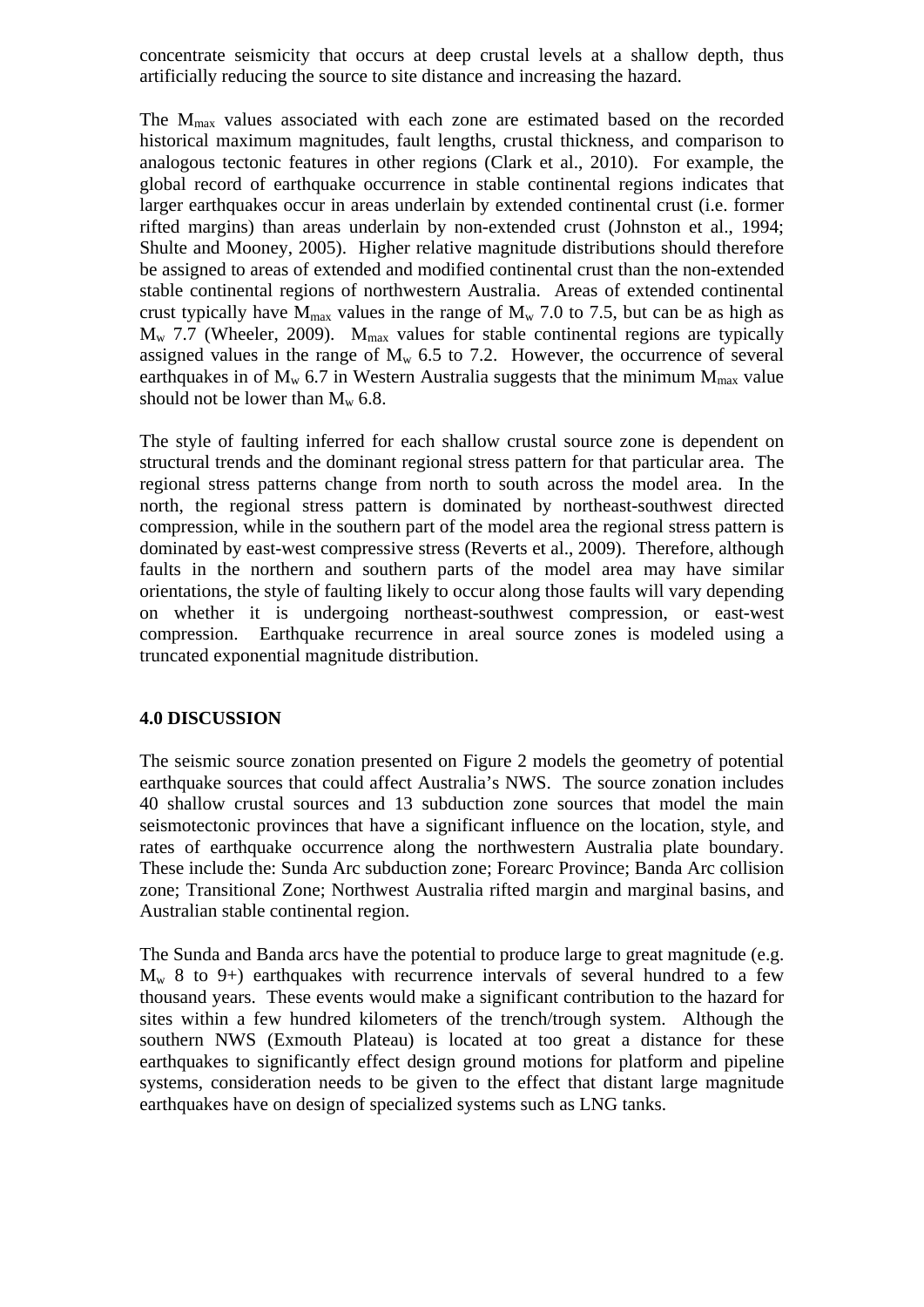concentrate seismicity that occurs at deep crustal levels at a shallow depth, thus artificially reducing the source to site distance and increasing the hazard.

The $M_{max}$ values associated with each zone are estimated based on the recorded historical maximum magnitudes, fault lengths, crustal thickness, and comparison to analogous tectonic features in other regions (Clark et al., 2010). For example, the global record of earthquake occurrence in stable continental regions indicates that larger earthquakes occur in areas underlain by extended continental crust (i.e. former rifted margins) than areas underlain by non-extended crust (Johnston et al., 1994; Shulte and Mooney, 2005). Higher relative magnitude distributions should therefore be assigned to areas of extended and modified continental crust than the non-extended stable continental regions of northwestern Australia. Areas of extended continental crust typically have $M_{max}$ values in the range of $M_w$ 7.0 to 7.5, but can be as high as $M_w$ 7.7 (Wheeler, 2009). $M_{max}$ values for stable continental regions are typically assigned values in the range of $M_w$ 6.5 to 7.2. However, the occurrence of several earthquakes in of $M_w$ 6.7 in Western Australia suggests that the minimum $M_{max}$ value should not be lower than $M_w$ 6.8.

The style of faulting inferred for each shallow crustal source zone is dependent on structural trends and the dominant regional stress pattern for that particular area. The regional stress patterns change from north to south across the model area. In the north, the regional stress pattern is dominated by northeast-southwest directed compression, while in the southern part of the model area the regional stress pattern is dominated by east-west compressive stress (Reverts et al., 2009). Therefore, although faults in the northern and southern parts of the model area may have similar orientations, the style of faulting likely to occur along those faults will vary depending on whether it is undergoing northeast-southwest compression, or east-west compression. Earthquake recurrence in areal source zones is modeled using a truncated exponential magnitude distribution.

## 4.0 DISCUSSION

The seismic source zonation presented on Figure 2 models the geometry of potential earthquake sources that could affect Australia's NWS. The source zonation includes 40 shallow crustal sources and 13 subduction zone sources that model the main seismotectonic provinces that have a significant influence on the location, style, and rates of earthquake occurrence along the northwestern Australia plate boundary. These include the: Sunda Arc subduction zone; Forearc Province; Banda Arc collision zone; Transitional Zone; Northwest Australia rifted margin and marginal basins, and Australian stable continental region.

The Sunda and Banda arcs have the potential to produce large to great magnitude (e.g. $M_w$ 8 to 9+) earthquakes with recurrence intervals of several hundred to a few thousand years. These events would make a significant contribution to the hazard for sites within a few hundred kilometers of the trench/trough system. Although the southern NWS (Exmouth Plateau) is located at too great a distance for these earthquakes to significantly effect design ground motions for platform and pipeline systems, consideration needs to be given to the effect that distant large magnitude earthquakes have on design of specialized systems such as LNG tanks.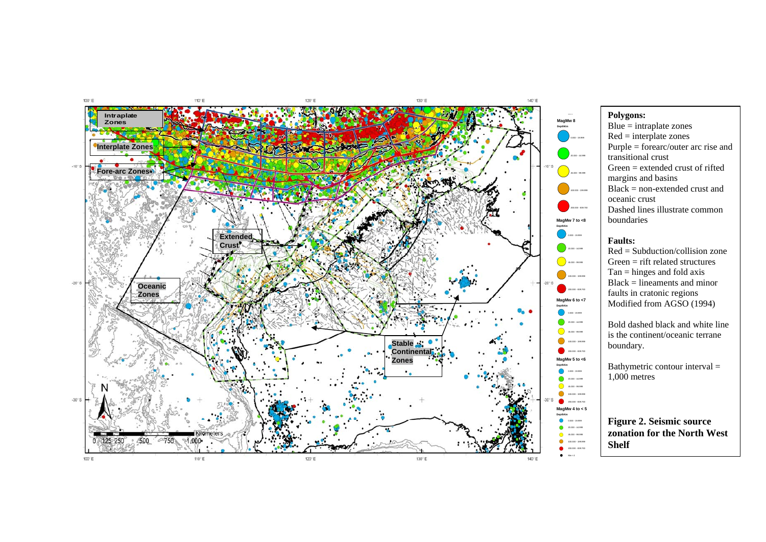**Polygons:**

Blue = intraplate zones
Red = interplate zones
Purple = forearc/outer arc rise and transitional crust
Green = extended crust of rifted margins and basins
Black = non-extended crust and oceanic crust
Dashed lines illustrate common boundaries

**Faults:**

Red = Subduction/collision zone
Green = rift related structures
Tan = hinges and fold axis
Black = lineaments and minor faults in cratonic regions
Modified from AGSO (1994)

Bold dashed black and white line is the continent/oceanic terrane boundary.

Bathymetric contour interval = 1,000 metres

**Figure 2. Seismic source zonation for the North West Shelf**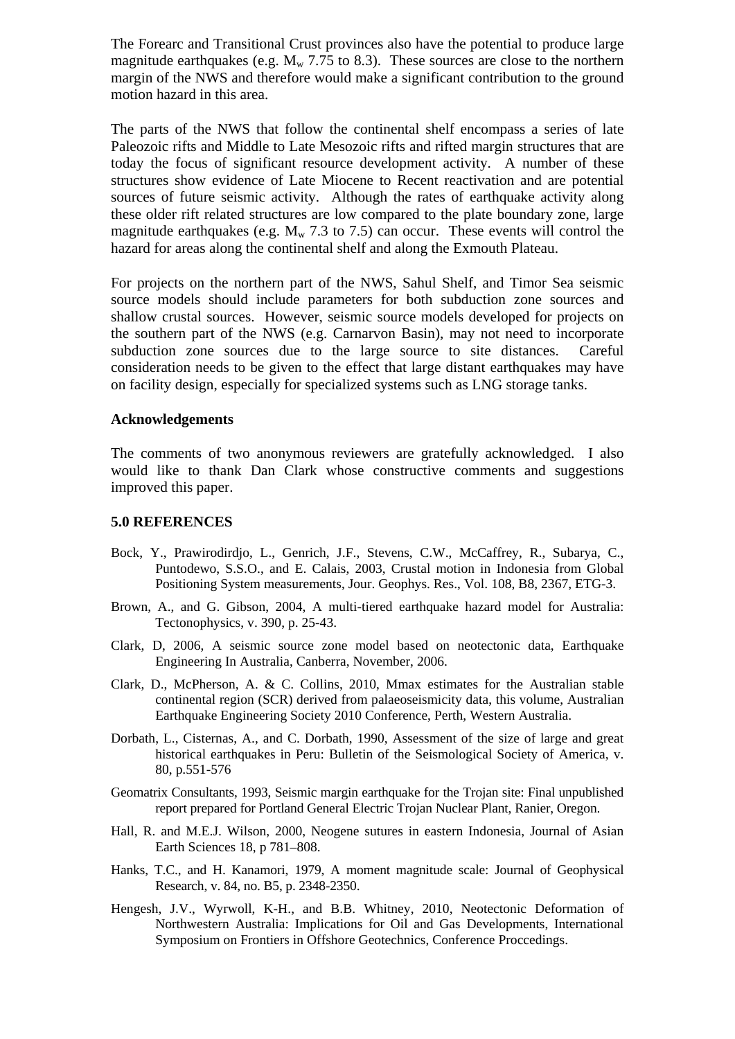The Forearc and Transitional Crust provinces also have the potential to produce large magnitude earthquakes (e.g. $M_w$ 7.75 to 8.3). These sources are close to the northern margin of the NWS and therefore would make a significant contribution to the ground motion hazard in this area.

The parts of the NWS that follow the continental shelf encompass a series of late Paleozoic rifts and Middle to Late Mesozoic rifts and rifted margin structures that are today the focus of significant resource development activity. A number of these structures show evidence of Late Miocene to Recent reactivation and are potential sources of future seismic activity. Although the rates of earthquake activity along these older rift related structures are low compared to the plate boundary zone, large magnitude earthquakes (e.g. $M_w$ 7.3 to 7.5) can occur. These events will control the hazard for areas along the continental shelf and along the Exmouth Plateau.

For projects on the northern part of the NWS, Sahul Shelf, and Timor Sea seismic source models should include parameters for both subduction zone sources and shallow crustal sources. However, seismic source models developed for projects on the southern part of the NWS (e.g. Carnarvon Basin), may not need to incorporate subduction zone sources due to the large source to site distances. Careful consideration needs to be given to the effect that large distant earthquakes may have on facility design, especially for specialized systems such as LNG storage tanks.

**Acknowledgements**

The comments of two anonymous reviewers are gratefully acknowledged. I also would like to thank Dan Clark whose constructive comments and suggestions improved this paper.

## 5.0 REFERENCES

Bock, Y., Prawirodirdjo, L., Genrich, J.F., Stevens, C.W., McCaffrey, R., Subarya, C., Puntodewo, S.S.O., and E. Calais, 2003, Crustal motion in Indonesia from Global Positioning System measurements, Jour. Geophys. Res., Vol. 108, B8, 2367, ETG-3.

Brown, A., and G. Gibson, 2004, A multi-tiered earthquake hazard model for Australia: Tectonophysics, v. 390, p. 25-43.

Clark, D, 2006, A seismic source zone model based on neotectonic data, Earthquake Engineering In Australia, Canberra, November, 2006.

Clark, D., McPherson, A. & C. Collins, 2010, Mmax estimates for the Australian stable continental region (SCR) derived from palaeoseismicity data, this volume, Australian Earthquake Engineering Society 2010 Conference, Perth, Western Australia.

Dorbath, L., Cisternas, A., and C. Dorbath, 1990, Assessment of the size of large and great historical earthquakes in Peru: Bulletin of the Seismological Society of America, v. 80, p.551-576

Geomatrix Consultants, 1993, Seismic margin earthquake for the Trojan site: Final unpublished report prepared for Portland General Electric Trojan Nuclear Plant, Ranier, Oregon.

Hall, R. and M.E.J. Wilson, 2000, Neogene sutures in eastern Indonesia, Journal of Asian Earth Sciences 18, p 781–808.

Hanks, T.C., and H. Kanamori, 1979, A moment magnitude scale: Journal of Geophysical Research, v. 84, no. B5, p. 2348-2350.

Hengesh, J.V., Wyrwoll, K-H., and B.B. Whitney, 2010, Neotectonic Deformation of Northwestern Australia: Implications for Oil and Gas Developments, International Symposium on Frontiers in Offshore Geotechnics, Conference Proccedings.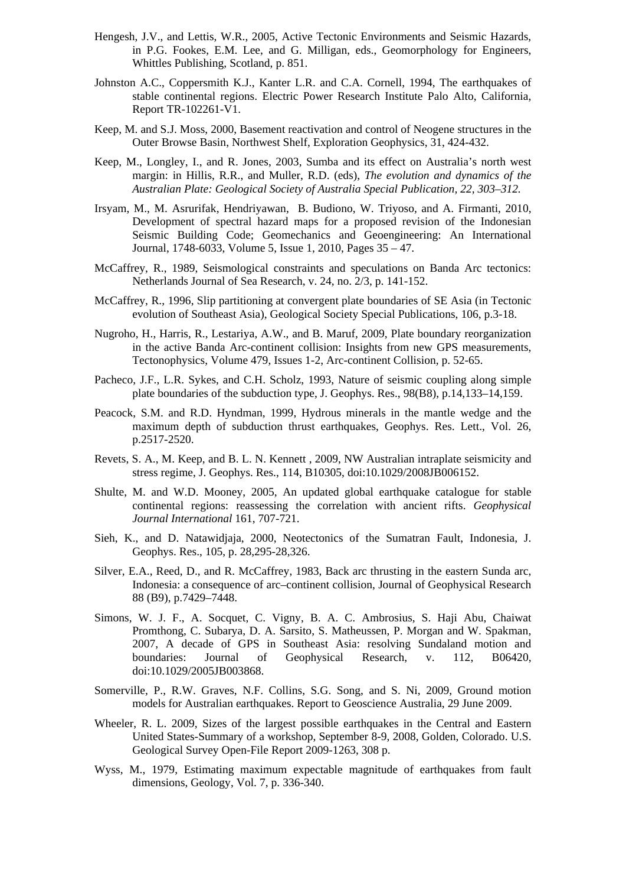Hengesh, J.V., and Lettis, W.R., 2005, Active Tectonic Environments and Seismic Hazards, in P.G. Fookes, E.M. Lee, and G. Milligan, eds., Geomorphology for Engineers, Whittles Publishing, Scotland, p. 851.

Johnston A.C., Coppersmith K.J., Kanter L.R. and C.A. Cornell, 1994, The earthquakes of stable continental regions. Electric Power Research Institute Palo Alto, California, Report TR-102261-V1.

Keep, M. and S.J. Moss, 2000, Basement reactivation and control of Neogene structures in the Outer Browse Basin, Northwest Shelf, Exploration Geophysics, 31, 424-432.

Keep, M., Longley, I., and R. Jones, 2003, Sumba and its effect on Australia's north west margin: in Hillis, R.R., and Muller, R.D. (eds), *The evolution and dynamics of the Australian Plate: Geological Society of Australia Special Publication, 22, 303–312.*

Irsyam, M., M. Asrurifak, Hendriyawan, B. Budiono, W. Triyoso, and A. Firmanti, 2010, Development of spectral hazard maps for a proposed revision of the Indonesian Seismic Building Code; Geomechanics and Geoengineering: An International Journal, 1748-6033, Volume 5, Issue 1, 2010, Pages 35 – 47.

McCaffrey, R., 1989, Seismological constraints and speculations on Banda Arc tectonics: Netherlands Journal of Sea Research, v. 24, no. 2/3, p. 141-152.

McCaffrey, R., 1996, Slip partitioning at convergent plate boundaries of SE Asia (in Tectonic evolution of Southeast Asia), Geological Society Special Publications, 106, p.3-18.

Nugroho, H., Harris, R., Lestariya, A.W., and B. Maruf, 2009, Plate boundary reorganization in the active Banda Arc-continent collision: Insights from new GPS measurements, Tectonophysics, Volume 479, Issues 1-2, Arc-continent Collision, p. 52-65.

Pacheco, J.F., L.R. Sykes, and C.H. Scholz, 1993, Nature of seismic coupling along simple plate boundaries of the subduction type, J. Geophys. Res., 98(B8), p.14,133–14,159.

Peacock, S.M. and R.D. Hyndman, 1999, Hydrous minerals in the mantle wedge and the maximum depth of subduction thrust earthquakes, Geophys. Res. Lett., Vol. 26, p.2517-2520.

Revets, S. A., M. Keep, and B. L. N. Kennett , 2009, NW Australian intraplate seismicity and stress regime, J. Geophys. Res., 114, B10305, doi:10.1029/2008JB006152.

Shulte, M. and W.D. Mooney, 2005, An updated global earthquake catalogue for stable continental regions: reassessing the correlation with ancient rifts. *Geophysical Journal International* 161, 707-721.

Sieh, K., and D. Natawidjaja, 2000, Neotectonics of the Sumatran Fault, Indonesia, J. Geophys. Res., 105, p. 28,295-28,326.

Silver, E.A., Reed, D., and R. McCaffrey, 1983, Back arc thrusting in the eastern Sunda arc, Indonesia: a consequence of arc–continent collision, Journal of Geophysical Research 88 (B9), p.7429–7448.

Simons, W. J. F., A. Socquet, C. Vigny, B. A. C. Ambrosius, S. Haji Abu, Chaiwat Promthong, C. Subarya, D. A. Sarsito, S. Matheussen, P. Morgan and W. Spakman, 2007, A decade of GPS in Southeast Asia: resolving Sundaland motion and boundaries: Journal of Geophysical Research, v. 112, B06420, doi:10.1029/2005JB003868.

Somerville, P., R.W. Graves, N.F. Collins, S.G. Song, and S. Ni, 2009, Ground motion models for Australian earthquakes. Report to Geoscience Australia, 29 June 2009.

Wheeler, R. L. 2009, Sizes of the largest possible earthquakes in the Central and Eastern United States-Summary of a workshop, September 8-9, 2008, Golden, Colorado. U.S. Geological Survey Open-File Report 2009-1263, 308 p.

Wyss, M., 1979, Estimating maximum expectable magnitude of earthquakes from fault dimensions, Geology, Vol. 7, p. 336-340.